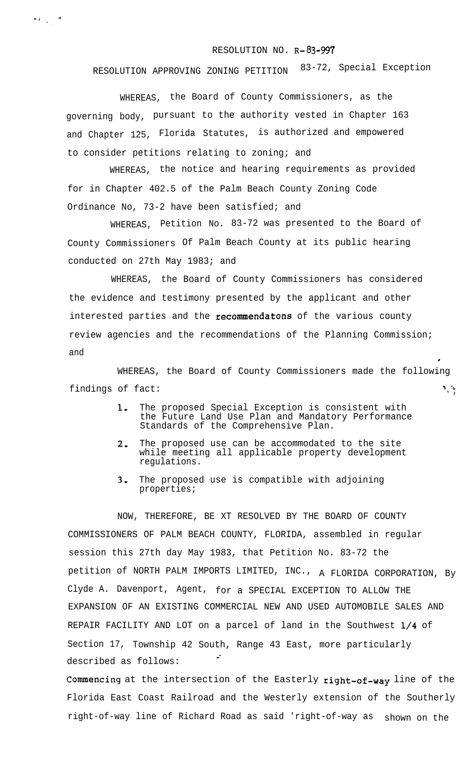RESOLUTION NO. R-83-997

RESOLUTION APPROVING ZONING PETITION 83-72, Special Exception

WHEREAS, the Board of County Commissioners, as the governing body, pursuant to the authority vested in Chapter 163 and Chapter 125, Florida Statutes, is authorized and empowered to consider petitions relating to zoning; and

WHEREAS, the notice and hearing requirements as provided for in Chapter 402.5 of the Palm Beach County Zoning Code Ordinance No, 73-2 have been satisfied; and

WHEREAS, Petition No. 83-72 was presented to the Board of County Commissioners Of Palm Beach County at its public hearing conducted on 27th May 1983; and

WHEREAS, the Board of County Commissioners has considered the evidence and testimony presented by the applicant and other interested parties and the recommendatons of the various county review agencies and the recommendations of the Planning Commission; and

WHEREAS, the Board of County Commissioners made the following findings of fact:

1. The proposed Special Exception is consistent with the Future Land Use Plan and Mandatory Performance Standards of the Comprehensive Plan.
2. The proposed use can be accommodated to the site while meeting all applicable property development regulations.
3. The proposed use is compatible with adjoining properties;

NOW, THEREFORE, BE XT RESOLVED BY THE BOARD OF COUNTY COMMISSIONERS OF PALM BEACH COUNTY, FLORIDA, assembled in regular session this 27th day May 1983, that Petition No. 83-72 the petition of NORTH PALM IMPORTS LIMITED, INC., A FLORIDA CORPORATION, By Clyde A. Davenport, Agent, for a SPECIAL EXCEPTION TO ALLOW THE EXPANSION OF AN EXISTING COMMERCIAL NEW AND USED AUTOMOBILE SALES AND REPAIR FACILITY AND LOT on a parcel of land in the Southwest 1/4 of Section 17, Township 42 South, Range 43 East, more particularly described as follows:

Commencing at the intersection of the Easterly right-of-way line of the Florida East Coast Railroad and the Westerly extension of the Southerly right-of-way line of Richard Road as said 'right-of-way as shown on the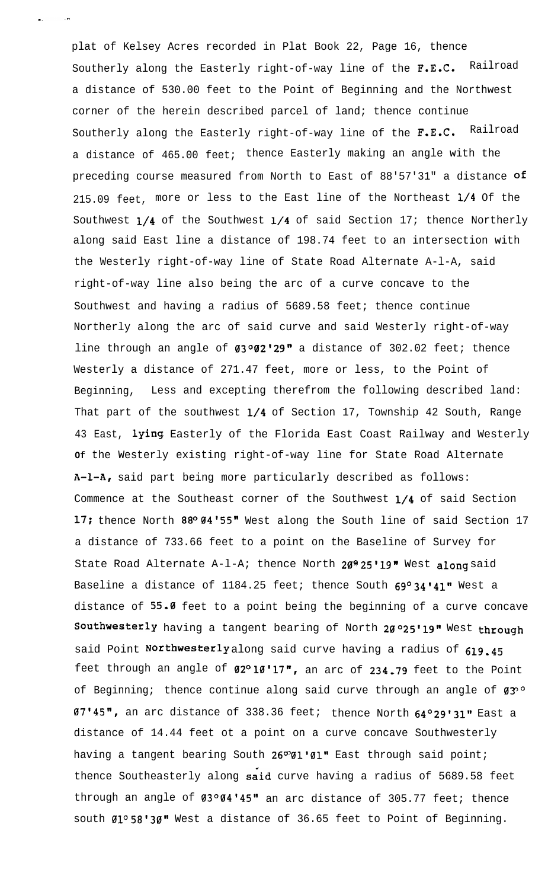plat of Kelsey Acres recorded in Plat Book 22, Page 16, thence Southerly along the Easterly right-of-way line of the F.E.C. Railroad a distance of 530.00 feet to the Point of Beginning and the Northwest corner of the herein described parcel of land; thence continue Southerly along the Easterly right-of-way line of the F.E.C. Railroad a distance of 465.00 feet; thence Easterly making an angle with the preceding course measured from North to East of 88'57'31" a distance of 215.09 feet, more or less to the East line of the Northeast 1/4 Of the Southwest 1/4 of the Southwest 1/4 of said Section 17; thence Northerly along said East line a distance of 198.74 feet to an intersection with the Westerly right-of-way line of State Road Alternate A-l-A, said right-of-way line also being the arc of a curve concave to the Southwest and having a radius of 5689.58 feet; thence continue Northerly along the arc of said curve and said Westerly right-of-way line through an angle of 03°02'29" a distance of 302.02 feet; thence Westerly a distance of 271.47 feet, more or less, to the Point of Beginning, Less and excepting therefrom the following described land: That part of the southwest 1/4 of Section 17, Township 42 South, Range 43 East, lying Easterly of the Florida East Coast Railway and Westerly of the Westerly existing right-of-way line for State Road Alternate A-l-A, said part being more particularly described as follows: Commence at the Southeast corner of the Southwest 1/4 of said Section 17; thence North 88° 04'55" West along the South line of said Section 17 a distance of 733.66 feet to a point on the Baseline of Survey for State Road Alternate A-l-A; thence North 20° 25'19" West along said Baseline a distance of 1184.25 feet; thence South 69° 34'41" West a distance of 55.0 feet to a point being the beginning of a curve concave Southwesterly having a tangent bearing of North 20°25'19" West through said Point Northwesterly along said curve having a radius of 619.45 feet through an angle of 02° 10'17", an arc of 234.79 feet to the Point of Beginning; thence continue along said curve through an angle of 03° 07'45", an arc distance of 338.36 feet; thence North 64°29'31" East a distance of 14.44 feet ot a point on a curve concave Southwesterly having a tangent bearing South 26°01'01" East through said point; thence Southeasterly along said curve having a radius of 5689.58 feet through an angle of 03°04'45" an arc distance of 305.77 feet; thence south 01° 58'30" West a distance of 36.65 feet to Point of Beginning.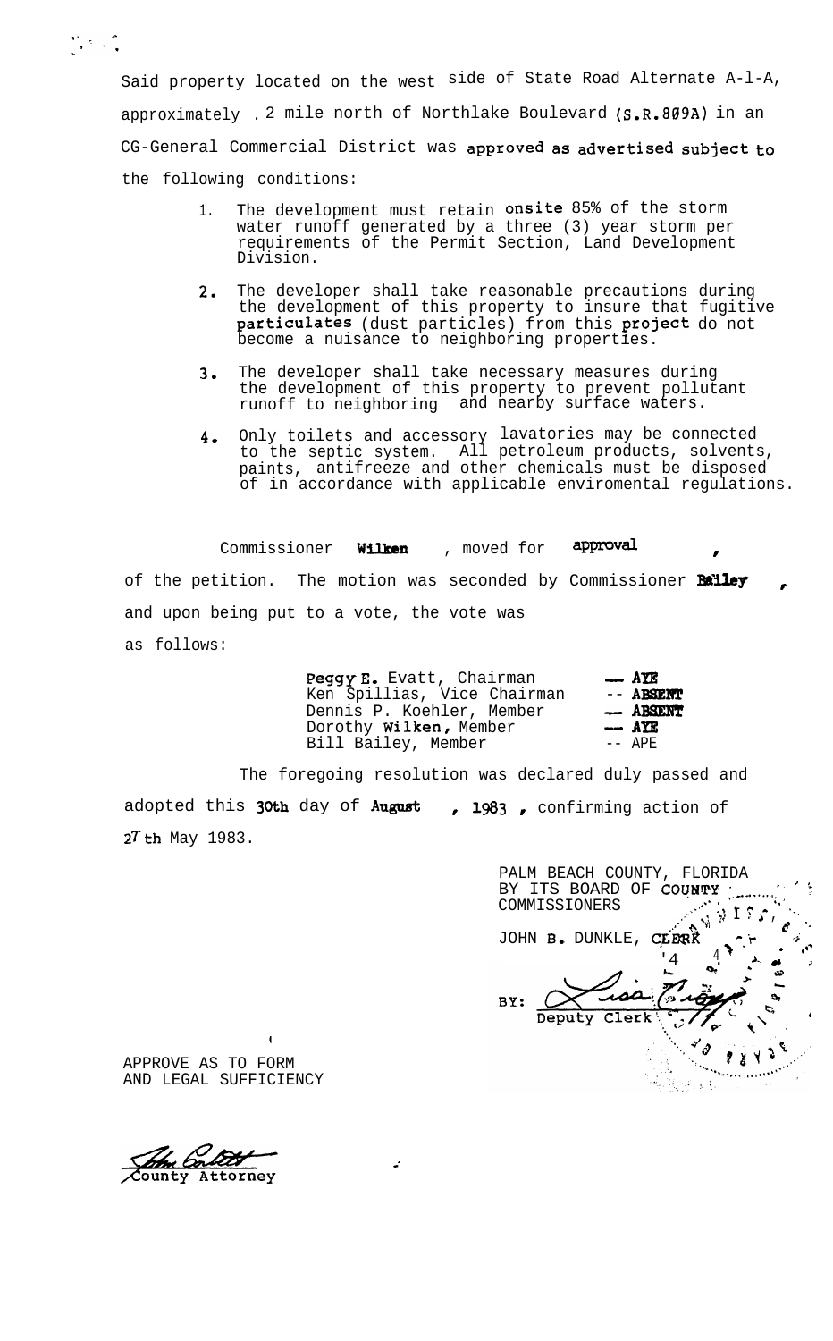Said property located on the west side of State Road Alternate A-l-A, approximately .2 mile north of Northlake Boulevard (S.R.809A) in an CG-General Commercial District was approved as advertised subject to the following conditions:

1. The development must retain onsite 85% of the storm water runoff generated by a three (3) year storm per requirements of the Permit Section, Land Development Division.

2. The developer shall take reasonable precautions during the development of this property to insure that fugitive particulates (dust particles) from this project do not become a nuisance to neighboring properties.

3. The developer shall take necessary measures during the development of this property to prevent pollutant runoff to neighboring and nearby surface waters.

4. Only toilets and accessory lavatories may be connected to the septic system. All petroleum products, solvents, paints, antifreeze and other chemicals must be disposed of in accordance with applicable enviromental regulations.

Commissioner Wilken, moved for approval, of the petition. The motion was seconded by Commissioner Bailey, and upon being put to a vote, the vote was as follows:

| | |
|---|---|
| Peggy E. Evatt, Chairman | -- AYE |
| Ken Spillias, Vice Chairman | -- ABSENT |
| Dennis P. Koehler, Member | -- ABSENT |
| Dorothy Wilken, Member | -- AYE |
| Bill Bailey, Member | -- APE |

The foregoing resolution was declared duly passed and adopted this 30th day of August, 1983, confirming action of 27th May 1983.

PALM BEACH COUNTY, FLORIDA
BY ITS BOARD OF COUNTY
COMMISSIONERS

JOHN B. DUNKLE, CLERK

BY: Deputy Clerk

APPROVE AS TO FORM
AND LEGAL SUFFICIENCY

County Attorney